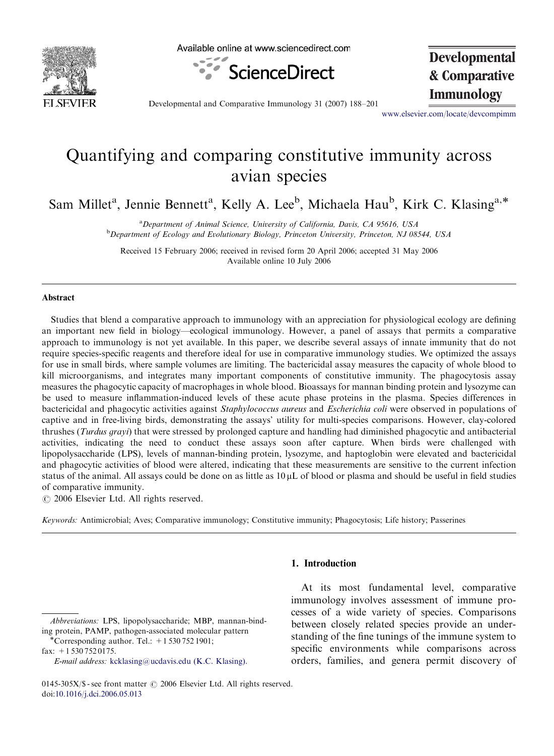# Quantifying and comparing constitutive immunity across avian species

Sam Millet[a], Jennie Bennett[a], Kelly A. Lee[b], Michaela Hau[b], Kirk C. Klasing[a,*]

[a]Department of Animal Science, University of California, Davis, CA 95616, USA
[b]Department of Ecology and Evolutionary Biology, Princeton University, Princeton, NJ 08544, USA

Received 15 February 2006; received in revised form 20 April 2006; accepted 31 May 2006
Available online 10 July 2006

## Abstract

Studies that blend a comparative approach to immunology with an appreciation for physiological ecology are defining an important new field in biology—ecological immunology. However, a panel of assays that permits a comparative approach to immunology is not yet available. In this paper, we describe several assays of innate immunity that do not require species-specific reagents and therefore ideal for use in comparative immunology studies. We optimized the assays for use in small birds, where sample volumes are limiting. The bactericidal assay measures the capacity of whole blood to kill microorganisms, and integrates many important components of constitutive immunity. The phagocytosis assay measures the phagocytic capacity of macrophages in whole blood. Bioassays for mannan binding protein and lysozyme can be used to measure inflammation-induced levels of these acute phase proteins in the plasma. Species differences in bactericidal and phagocytic activities against *Staphylococcus aureus* and *Escherichia coli* were observed in populations of captive and in free-living birds, demonstrating the assays' utility for multi-species comparisons. However, clay-colored thrushes (*Turdus grayi*) that were stressed by prolonged capture and handling had diminished phagocytic and antibacterial activities, indicating the need to conduct these assays soon after capture. When birds were challenged with lipopolysaccharide (LPS), levels of mannan-binding protein, lysozyme, and haptoglobin were elevated and bactericidal and phagocytic activities of blood were altered, indicating that these measurements are sensitive to the current infection status of the animal. All assays could be done on as little as 10 μL of blood or plasma and should be useful in field studies of comparative immunity.

© 2006 Elsevier Ltd. All rights reserved.

*Keywords:* Antimicrobial; Aves; Comparative immunology; Constitutive immunity; Phagocytosis; Life history; Passerines

## 1. Introduction

At its most fundamental level, comparative immunology involves assessment of immune processes of a wide variety of species. Comparisons between closely related species provide an understanding of the fine tunings of the immune system to specific environments while comparisons across orders, families, and genera permit discovery of

*Abbreviations:* LPS, lipopolysaccharide; MBP, mannan-binding protein, PAMP, pathogen-associated molecular pattern

*Corresponding author. Tel.: +1 530 752 1901; fax: +1 530 752 0175.

*E-mail address:* kcklasing@ucdavis.edu (K.C. Klasing).

0145-305X/$ - see front matter © 2006 Elsevier Ltd. All rights reserved.
doi:10.1016/j.dci.2006.05.013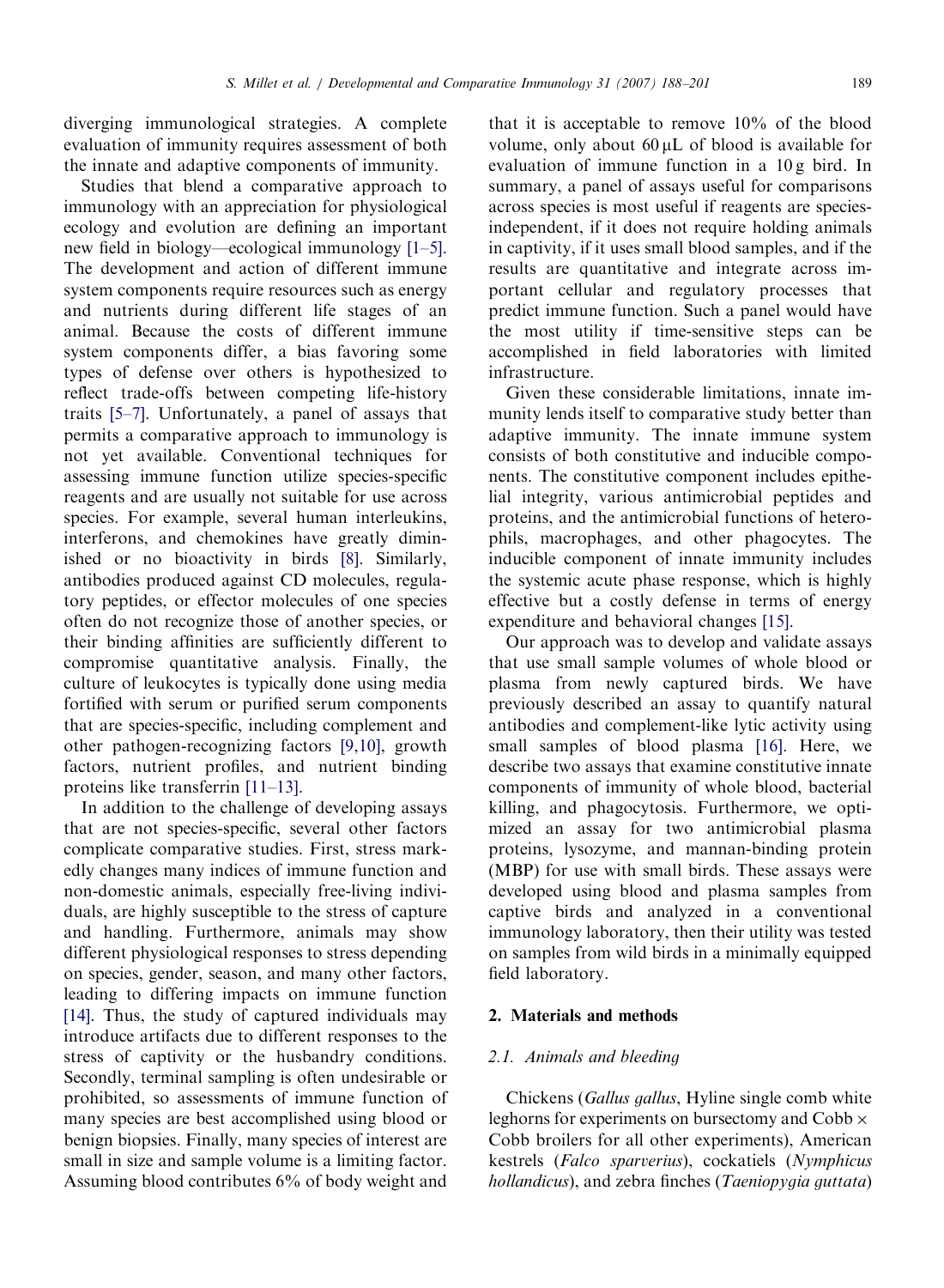diverging immunological strategies. A complete evaluation of immunity requires assessment of both the innate and adaptive components of immunity.

Studies that blend a comparative approach to immunology with an appreciation for physiological ecology and evolution are defining an important new field in biology—ecological immunology [1–5]. The development and action of different immune system components require resources such as energy and nutrients during different life stages of an animal. Because the costs of different immune system components differ, a bias favoring some types of defense over others is hypothesized to reflect trade-offs between competing life-history traits [5–7]. Unfortunately, a panel of assays that permits a comparative approach to immunology is not yet available. Conventional techniques for assessing immune function utilize species-specific reagents and are usually not suitable for use across species. For example, several human interleukins, interferons, and chemokines have greatly diminished or no bioactivity in birds [8]. Similarly, antibodies produced against CD molecules, regulatory peptides, or effector molecules of one species often do not recognize those of another species, or their binding affinities are sufficiently different to compromise quantitative analysis. Finally, the culture of leukocytes is typically done using media fortified with serum or purified serum components that are species-specific, including complement and other pathogen-recognizing factors [9,10], growth factors, nutrient profiles, and nutrient binding proteins like transferrin [11–13].

In addition to the challenge of developing assays that are not species-specific, several other factors complicate comparative studies. First, stress markedly changes many indices of immune function and non-domestic animals, especially free-living individuals, are highly susceptible to the stress of capture and handling. Furthermore, animals may show different physiological responses to stress depending on species, gender, season, and many other factors, leading to differing impacts on immune function [14]. Thus, the study of captured individuals may introduce artifacts due to different responses to the stress of captivity or the husbandry conditions. Secondly, terminal sampling is often undesirable or prohibited, so assessments of immune function of many species are best accomplished using blood or benign biopsies. Finally, many species of interest are small in size and sample volume is a limiting factor. Assuming blood contributes 6% of body weight and that it is acceptable to remove 10% of the blood volume, only about 60 μL of blood is available for evaluation of immune function in a 10 g bird. In summary, a panel of assays useful for comparisons across species is most useful if reagents are species-independent, if it does not require holding animals in captivity, if it uses small blood samples, and if the results are quantitative and integrate across important cellular and regulatory processes that predict immune function. Such a panel would have the most utility if time-sensitive steps can be accomplished in field laboratories with limited infrastructure.

Given these considerable limitations, innate immunity lends itself to comparative study better than adaptive immunity. The innate immune system consists of both constitutive and inducible components. The constitutive component includes epithelial integrity, various antimicrobial peptides and proteins, and the antimicrobial functions of heterophils, macrophages, and other phagocytes. The inducible component of innate immunity includes the systemic acute phase response, which is highly effective but a costly defense in terms of energy expenditure and behavioral changes [15].

Our approach was to develop and validate assays that use small sample volumes of whole blood or plasma from newly captured birds. We have previously described an assay to quantify natural antibodies and complement-like lytic activity using small samples of blood plasma [16]. Here, we describe two assays that examine constitutive innate components of immunity of whole blood, bacterial killing, and phagocytosis. Furthermore, we optimized an assay for two antimicrobial plasma proteins, lysozyme, and mannan-binding protein (MBP) for use with small birds. These assays were developed using blood and plasma samples from captive birds and analyzed in a conventional immunology laboratory, then their utility was tested on samples from wild birds in a minimally equipped field laboratory.

## 2. Materials and methods

### 2.1. Animals and bleeding

Chickens (*Gallus gallus*, Hyline single comb white leghorns for experiments on bursectomy and Cobb × Cobb broilers for all other experiments), American kestrels (*Falco sparverius*), cockatiels (*Nymphicus hollandicus*), and zebra finches (*Taeniopygia guttata*)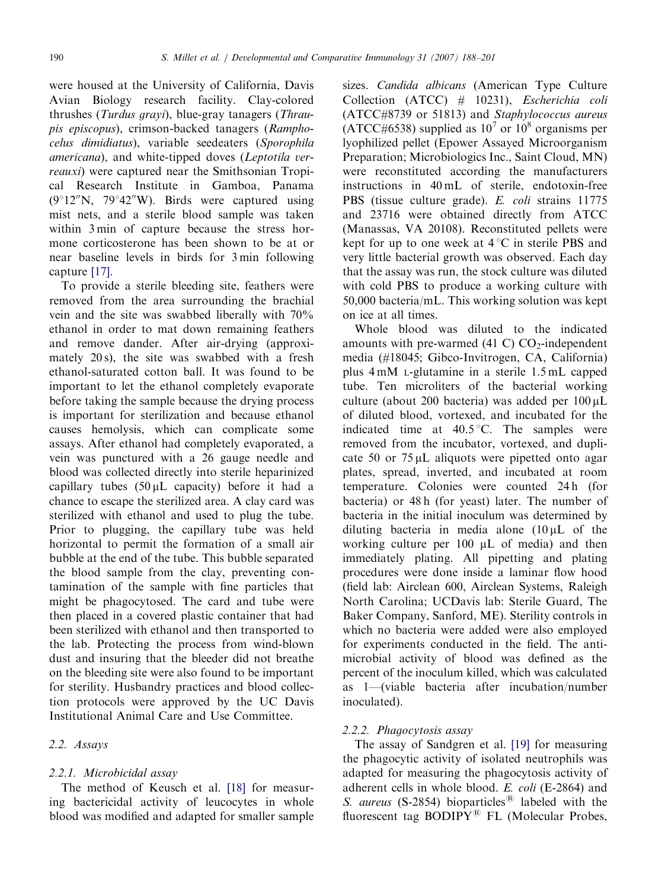were housed at the University of California, Davis Avian Biology research facility. Clay-colored thrushes (*Turdus grayi*), blue-gray tanagers (*Thraupis episcopus*), crimson-backed tanagers (*Ramphocelus dimidiatus*), variable seedeaters (*Sporophila americana*), and white-tipped doves (*Leptotila verreauxi*) were captured near the Smithsonian Tropical Research Institute in Gamboa, Panama (9°12″N, 79°42″W). Birds were captured using mist nets, and a sterile blood sample was taken within 3 min of capture because the stress hormone corticosterone has been shown to be at or near baseline levels in birds for 3 min following capture [17].

To provide a sterile bleeding site, feathers were removed from the area surrounding the brachial vein and the site was swabbed liberally with 70% ethanol in order to mat down remaining feathers and remove dander. After air-drying (approximately 20 s), the site was swabbed with a fresh ethanol-saturated cotton ball. It was found to be important to let the ethanol completely evaporate before taking the sample because the drying process is important for sterilization and because ethanol causes hemolysis, which can complicate some assays. After ethanol had completely evaporated, a vein was punctured with a 26 gauge needle and blood was collected directly into sterile heparinized capillary tubes (50 μL capacity) before it had a chance to escape the sterilized area. A clay card was sterilized with ethanol and used to plug the tube. Prior to plugging, the capillary tube was held horizontal to permit the formation of a small air bubble at the end of the tube. This bubble separated the blood sample from the clay, preventing contamination of the sample with fine particles that might be phagocytosed. The card and tube were then placed in a covered plastic container that had been sterilized with ethanol and then transported to the lab. Protecting the process from wind-blown dust and insuring that the bleeder did not breathe on the bleeding site were also found to be important for sterility. Husbandry practices and blood collection protocols were approved by the UC Davis Institutional Animal Care and Use Committee.

## 2.2. Assays

### 2.2.1. Microbicidal assay

The method of Keusch et al. [18] for measuring bactericidal activity of leucocytes in whole blood was modified and adapted for smaller sample sizes. *Candida albicans* (American Type Culture Collection (ATCC) # 10231), *Escherichia coli* (ATCC#8739 or 51813) and *Staphylococcus aureus* (ATCC#6538) supplied as $10^7$ or $10^8$ organisms per lyophilized pellet (Epower Assayed Microorganism Preparation; Microbiologics Inc., Saint Cloud, MN) were reconstituted according the manufacturers instructions in 40 mL of sterile, endotoxin-free PBS (tissue culture grade). *E. coli* strains 11775 and 23716 were obtained directly from ATCC (Manassas, VA 20108). Reconstituted pellets were kept for up to one week at 4 °C in sterile PBS and very little bacterial growth was observed. Each day that the assay was run, the stock culture was diluted with cold PBS to produce a working culture with 50,000 bacteria/mL. This working solution was kept on ice at all times.

Whole blood was diluted to the indicated amounts with pre-warmed (41 C) $CO_2$-independent media (#18045; Gibco-Invitrogen, CA, California) plus 4 mM L-glutamine in a sterile 1.5 mL capped tube. Ten microliters of the bacterial working culture (about 200 bacteria) was added per 100 μL of diluted blood, vortexed, and incubated for the indicated time at 40.5 °C. The samples were removed from the incubator, vortexed, and duplicate 50 or 75 μL aliquots were pipetted onto agar plates, spread, inverted, and incubated at room temperature. Colonies were counted 24 h (for bacteria) or 48 h (for yeast) later. The number of bacteria in the initial inoculum was determined by diluting bacteria in media alone (10 μL of the working culture per 100 μL of media) and then immediately plating. All pipetting and plating procedures were done inside a laminar flow hood (field lab: Airclean 600, Airclean Systems, Raleigh North Carolina; UCDavis lab: Sterile Guard, The Baker Company, Sanford, ME). Sterility controls in which no bacteria were added were also employed for experiments conducted in the field. The antimicrobial activity of blood was defined as the percent of the inoculum killed, which was calculated as 1—(viable bacteria after incubation/number inoculated).

### 2.2.2. Phagocytosis assay

The assay of Sandgren et al. [19] for measuring the phagocytic activity of isolated neutrophils was adapted for measuring the phagocytosis activity of adherent cells in whole blood. *E. coli* (E-2864) and *S. aureus* (S-2854) bioparticles® labeled with the fluorescent tag BODIPY® FL (Molecular Probes,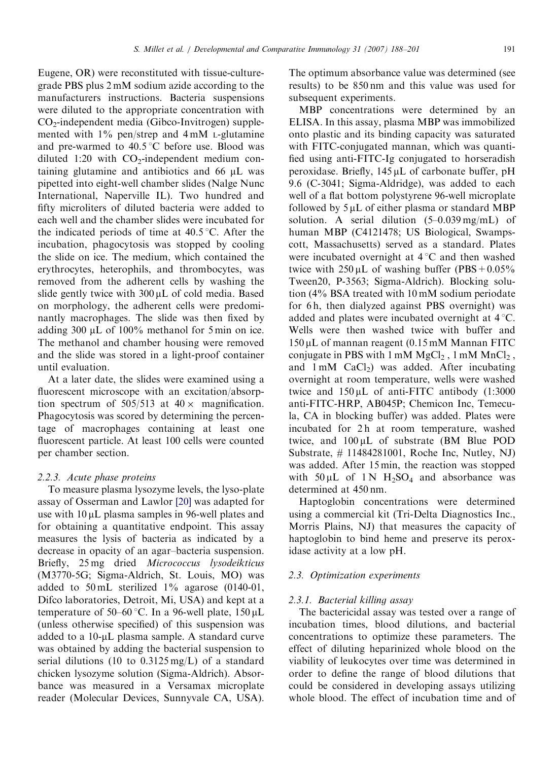Eugene, OR) were reconstituted with tissue-culture-grade PBS plus 2 mM sodium azide according to the manufacturers instructions. Bacteria suspensions were diluted to the appropriate concentration with $CO_2$-independent media (Gibco-Invitrogen) supplemented with 1% pen/strep and 4 mM L-glutamine and pre-warmed to 40.5 °C before use. Blood was diluted 1:20 with $CO_2$-independent medium containing glutamine and antibiotics and 66 μL was pipetted into eight-well chamber slides (Nalge Nunc International, Naperville IL). Two hundred and fifty microliters of diluted bacteria were added to each well and the chamber slides were incubated for the indicated periods of time at 40.5 °C. After the incubation, phagocytosis was stopped by cooling the slide on ice. The medium, which contained the erythrocytes, heterophils, and thrombocytes, was removed from the adherent cells by washing the slide gently twice with 300 μL of cold media. Based on morphology, the adherent cells were predominantly macrophages. The slide was then fixed by adding 300 μL of 100% methanol for 5 min on ice. The methanol and chamber housing were removed and the slide was stored in a light-proof container until evaluation.

At a later date, the slides were examined using a fluorescent microscope with an excitation/absorption spectrum of 505/513 at 40× magnification. Phagocytosis was scored by determining the percentage of macrophages containing at least one fluorescent particle. At least 100 cells were counted per chamber section.

#### 2.2.3. Acute phase proteins

To measure plasma lysozyme levels, the lyso-plate assay of Osserman and Lawlor [20] was adapted for use with 10 μL plasma samples in 96-well plates and for obtaining a quantitative endpoint. This assay measures the lysis of bacteria as indicated by a decrease in opacity of an agar–bacteria suspension. Briefly, 25 mg dried *Micrococcus lysodeikticus* (M3770-5G; Sigma-Aldrich, St. Louis, MO) was added to 50 mL sterilized 1% agarose (0140-01, Difco laboratories, Detroit, Mi, USA) and kept at a temperature of 50–60 °C. In a 96-well plate, 150 μL (unless otherwise specified) of this suspension was added to a 10-μL plasma sample. A standard curve was obtained by adding the bacterial suspension to serial dilutions (10 to 0.3125 mg/L) of a standard chicken lysozyme solution (Sigma-Aldrich). Absorbance was measured in a Versamax microplate reader (Molecular Devices, Sunnyvale CA, USA). The optimum absorbance value was determined (see results) to be 850 nm and this value was used for subsequent experiments.

MBP concentrations were determined by an ELISA. In this assay, plasma MBP was immobilized onto plastic and its binding capacity was saturated with FITC-conjugated mannan, which was quantified using anti-FITC-Ig conjugated to horseradish peroxidase. Briefly, 145 μL of carbonate buffer, pH 9.6 (C-3041; Sigma-Aldridge), was added to each well of a flat bottom polystyrene 96-well microplate followed by 5 μL of either plasma or standard MBP solution. A serial dilution (5–0.039 mg/mL) of human MBP (C4121478; US Biological, Swampscott, Massachusetts) served as a standard. Plates were incubated overnight at 4 °C and then washed twice with 250 μL of washing buffer (PBS + 0.05% Tween20, P-3563; Sigma-Aldrich). Blocking solution (4% BSA treated with 10 mM sodium periodate for 6 h, then dialyzed against PBS overnight) was added and plates were incubated overnight at 4 °C. Wells were then washed twice with buffer and 150 μL of mannan reagent (0.15 mM Mannan FITC conjugate in PBS with 1 mM $MgCl_2$, 1 mM $MnCl_2$, and 1 mM $CaCl_2$) was added. After incubating overnight at room temperature, wells were washed twice and 150 μL of anti-FITC antibody (1:3000 anti-FITC-HRP, AB045P; Chemicon Inc, Temecula, CA in blocking buffer) was added. Plates were incubated for 2 h at room temperature, washed twice, and 100 μL of substrate (BM Blue POD Substrate, # 11484281001, Roche Inc, Nutley, NJ) was added. After 15 min, the reaction was stopped with 50 μL of 1 N $H_2SO_4$ and absorbance was determined at 450 nm.

Haptoglobin concentrations were determined using a commercial kit (Tri-Delta Diagnostics Inc., Morris Plains, NJ) that measures the capacity of haptoglobin to bind heme and preserve its peroxidase activity at a low pH.

### 2.3. Optimization experiments

#### 2.3.1. Bacterial killing assay

The bactericidal assay was tested over a range of incubation times, blood dilutions, and bacterial concentrations to optimize these parameters. The effect of diluting heparinized whole blood on the viability of leukocytes over time was determined in order to define the range of blood dilutions that could be considered in developing assays utilizing whole blood. The effect of incubation time and of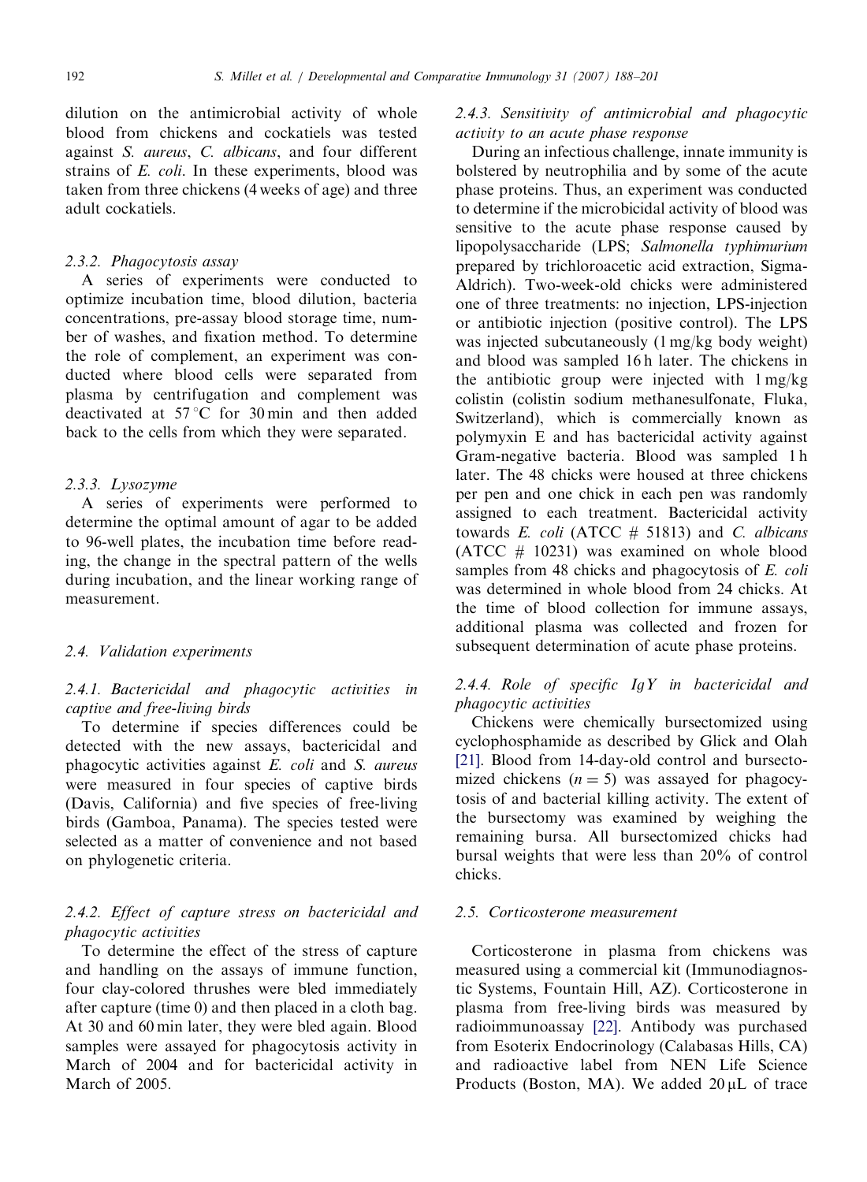dilution on the antimicrobial activity of whole blood from chickens and cockatiels was tested against *S. aureus*, *C. albicans*, and four different strains of *E. coli*. In these experiments, blood was taken from three chickens (4 weeks of age) and three adult cockatiels.

#### 2.3.2. Phagocytosis assay

A series of experiments were conducted to optimize incubation time, blood dilution, bacteria concentrations, pre-assay blood storage time, number of washes, and fixation method. To determine the role of complement, an experiment was conducted where blood cells were separated from plasma by centrifugation and complement was deactivated at 57 °C for 30 min and then added back to the cells from which they were separated.

#### 2.3.3. Lysozyme

A series of experiments were performed to determine the optimal amount of agar to be added to 96-well plates, the incubation time before reading, the change in the spectral pattern of the wells during incubation, and the linear working range of measurement.

### 2.4. Validation experiments

#### 2.4.1. Bactericidal and phagocytic activities in captive and free-living birds

To determine if species differences could be detected with the new assays, bactericidal and phagocytic activities against *E. coli* and *S. aureus* were measured in four species of captive birds (Davis, California) and five species of free-living birds (Gamboa, Panama). The species tested were selected as a matter of convenience and not based on phylogenetic criteria.

#### 2.4.2. Effect of capture stress on bactericidal and phagocytic activities

To determine the effect of the stress of capture and handling on the assays of immune function, four clay-colored thrushes were bled immediately after capture (time 0) and then placed in a cloth bag. At 30 and 60 min later, they were bled again. Blood samples were assayed for phagocytosis activity in March of 2004 and for bactericidal activity in March of 2005.

#### 2.4.3. Sensitivity of antimicrobial and phagocytic activity to an acute phase response

During an infectious challenge, innate immunity is bolstered by neutrophilia and by some of the acute phase proteins. Thus, an experiment was conducted to determine if the microbicidal activity of blood was sensitive to the acute phase response caused by lipopolysaccharide (LPS; *Salmonella typhimurium* prepared by trichloroacetic acid extraction, Sigma-Aldrich). Two-week-old chicks were administered one of three treatments: no injection, LPS-injection or antibiotic injection (positive control). The LPS was injected subcutaneously (1 mg/kg body weight) and blood was sampled 16 h later. The chickens in the antibiotic group were injected with 1 mg/kg colistin (colistin sodium methanesulfonate, Fluka, Switzerland), which is commercially known as polymyxin E and has bactericidal activity against Gram-negative bacteria. Blood was sampled 1 h later. The 48 chicks were housed at three chickens per pen and one chick in each pen was randomly assigned to each treatment. Bactericidal activity towards *E. coli* (ATCC # 51813) and *C. albicans* (ATCC # 10231) was examined on whole blood samples from 48 chicks and phagocytosis of *E. coli* was determined in whole blood from 24 chicks. At the time of blood collection for immune assays, additional plasma was collected and frozen for subsequent determination of acute phase proteins.

#### 2.4.4. Role of specific IgY in bactericidal and phagocytic activities

Chickens were chemically bursectomized using cyclophosphamide as described by Glick and Olah [21]. Blood from 14-day-old control and bursectomized chickens ($n = 5$) was assayed for phagocytosis of and bacterial killing activity. The extent of the bursectomy was examined by weighing the remaining bursa. All bursectomized chicks had bursal weights that were less than 20% of control chicks.

### 2.5. Corticosterone measurement

Corticosterone in plasma from chickens was measured using a commercial kit (Immunodiagnostic Systems, Fountain Hill, AZ). Corticosterone in plasma from free-living birds was measured by radioimmunoassay [22]. Antibody was purchased from Esoterix Endocrinology (Calabasas Hills, CA) and radioactive label from NEN Life Science Products (Boston, MA). We added 20 μL of trace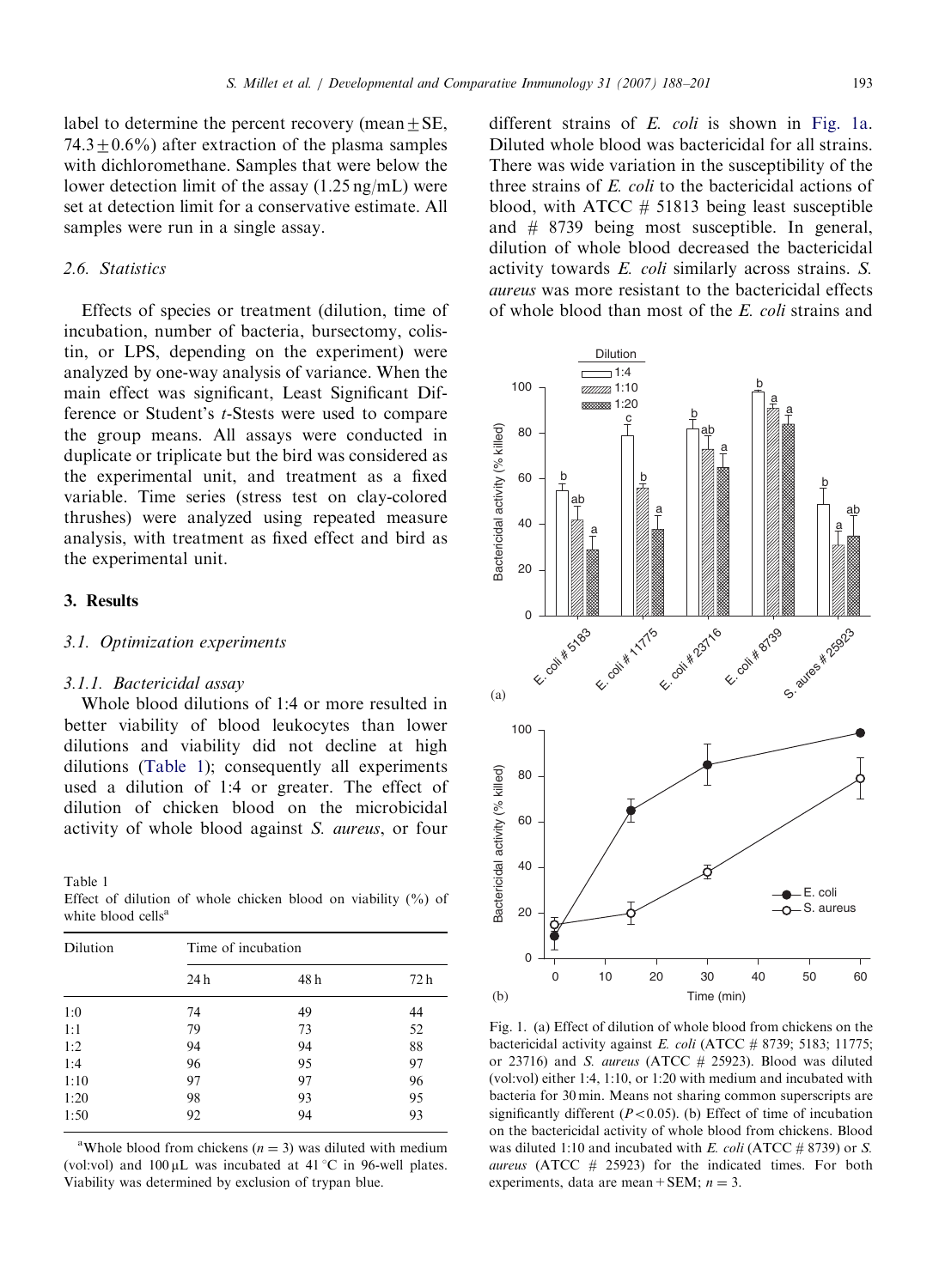label to determine the percent recovery (mean ± SE, 74.3 ± 0.6%) after extraction of the plasma samples with dichloromethane. Samples that were below the lower detection limit of the assay (1.25 ng/mL) were set at detection limit for a conservative estimate. All samples were run in a single assay.

### 2.6. Statistics

Effects of species or treatment (dilution, time of incubation, number of bacteria, bursectomy, colistin, or LPS, depending on the experiment) were analyzed by one-way analysis of variance. When the main effect was significant, Least Significant Difference or Student's *t*-Stests were used to compare the group means. All assays were conducted in duplicate or triplicate but the bird was considered as the experimental unit, and treatment as a fixed variable. Time series (stress test on clay-colored thrushes) were analyzed using repeated measure analysis, with treatment as fixed effect and bird as the experimental unit.

## 3. Results

### 3.1. Optimization experiments

#### 3.1.1. Bactericidal assay

Whole blood dilutions of 1:4 or more resulted in better viability of blood leukocytes than lower dilutions and viability did not decline at high dilutions (Table 1); consequently all experiments used a dilution of 1:4 or greater. The effect of dilution of chicken blood on the microbicidal activity of whole blood against *S. aureus*, or four different strains of *E. coli* is shown in Fig. 1a. Diluted whole blood was bactericidal for all strains. There was wide variation in the susceptibility of the three strains of *E. coli* to the bactericidal actions of blood, with ATCC # 51813 being least susceptible and # 8739 being most susceptible. In general, dilution of whole blood decreased the bactericidal activity towards *E. coli* similarly across strains. *S. aureus* was more resistant to the bactericidal effects of whole blood than most of the *E. coli* strains and

Table 1
Effect of dilution of whole chicken blood on viability (%) of white blood cells[a]

| Dilution | Time of incubation | | |
|---|---|---|---|
| | 24 h | 48 h | 72 h |
| 1:0 | 74 | 49 | 44 |
| 1:1 | 79 | 73 | 52 |
| 1:2 | 94 | 94 | 88 |
| 1:4 | 96 | 95 | 97 |
| 1:10 | 97 | 97 | 96 |
| 1:20 | 98 | 93 | 95 |
| 1:50 | 92 | 94 | 93 |

[a]Whole blood from chickens ($n = 3$) was diluted with medium (vol:vol) and 100 μL was incubated at 41 °C in 96-well plates. Viability was determined by exclusion of trypan blue.

Fig. 1. (a) Effect of dilution of whole blood from chickens on the bactericidal activity against *E. coli* (ATCC # 8739; 5183; 11775; or 23716) and *S. aureus* (ATCC # 25923). Blood was diluted (vol:vol) either 1:4, 1:10, or 1:20 with medium and incubated with bacteria for 30 min. Means not sharing common superscripts are significantly different ($P < 0.05$). (b) Effect of time of incubation on the bactericidal activity of whole blood from chickens. Blood was diluted 1:10 and incubated with *E. coli* (ATCC # 8739) or *S. aureus* (ATCC # 25923) for the indicated times. For both experiments, data are mean + SEM; $n = 3$.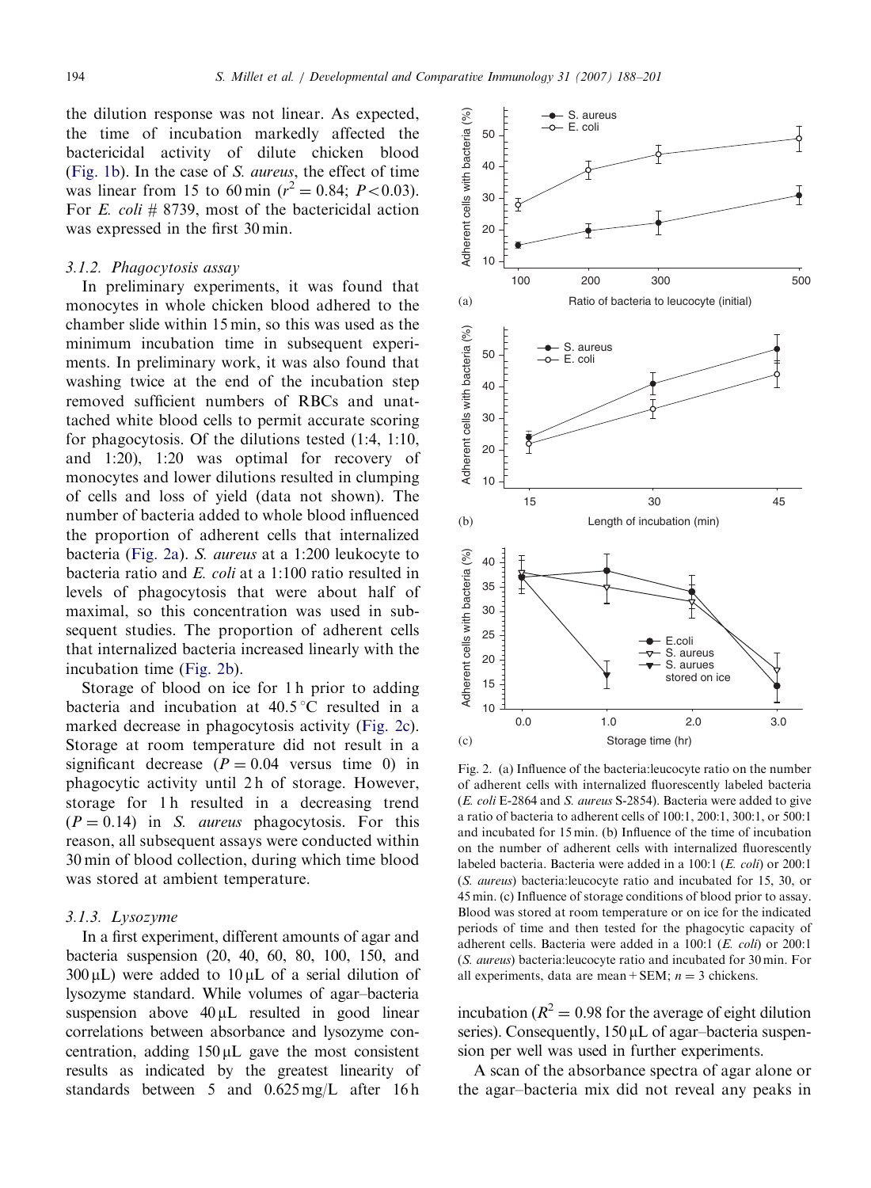the dilution response was not linear. As expected, the time of incubation markedly affected the bactericidal activity of dilute chicken blood (Fig. 1b). In the case of *S. aureus*, the effect of time was linear from 15 to 60 min ($r^2 = 0.84$; $P < 0.03$). For *E. coli* # 8739, most of the bactericidal action was expressed in the first 30 min.

### 3.1.2. Phagocytosis assay

In preliminary experiments, it was found that monocytes in whole chicken blood adhered to the chamber slide within 15 min, so this was used as the minimum incubation time in subsequent experiments. In preliminary work, it was also found that washing twice at the end of the incubation step removed sufficient numbers of RBCs and unattached white blood cells to permit accurate scoring for phagocytosis. Of the dilutions tested (1:4, 1:10, and 1:20), 1:20 was optimal for recovery of monocytes and lower dilutions resulted in clumping of cells and loss of yield (data not shown). The number of bacteria added to whole blood influenced the proportion of adherent cells that internalized bacteria (Fig. 2a). *S. aureus* at a 1:200 leukocyte to bacteria ratio and *E. coli* at a 1:100 ratio resulted in levels of phagocytosis that were about half of maximal, so this concentration was used in subsequent studies. The proportion of adherent cells that internalized bacteria increased linearly with the incubation time (Fig. 2b).

Storage of blood on ice for 1 h prior to adding bacteria and incubation at 40.5 °C resulted in a marked decrease in phagocytosis activity (Fig. 2c). Storage at room temperature did not result in a significant decrease ($P = 0.04$ versus time 0) in phagocytic activity until 2 h of storage. However, storage for 1 h resulted in a decreasing trend ($P = 0.14$) in *S. aureus* phagocytosis. For this reason, all subsequent assays were conducted within 30 min of blood collection, during which time blood was stored at ambient temperature.

### 3.1.3. Lysozyme

In a first experiment, different amounts of agar and bacteria suspension (20, 40, 60, 80, 100, 150, and 300 μL) were added to 10 μL of a serial dilution of lysozyme standard. While volumes of agar–bacteria suspension above 40 μL resulted in good linear correlations between absorbance and lysozyme concentration, adding 150 μL gave the most consistent results as indicated by the greatest linearity of standards between 5 and 0.625 mg/L after 16 h incubation ($R^2 = 0.98$ for the average of eight dilution series). Consequently, 150 μL of agar–bacteria suspension per well was used in further experiments.

A scan of the absorbance spectra of agar alone or the agar–bacteria mix did not reveal any peaks in

Fig. 2. (a) Influence of the bacteria:leucocyte ratio on the number of adherent cells with internalized fluorescently labeled bacteria (*E. coli* E-2864 and *S. aureus* S-2854). Bacteria were added to give a ratio of bacteria to adherent cells of 100:1, 200:1, 300:1, or 500:1 and incubated for 15 min. (b) Influence of the time of incubation on the number of adherent cells with internalized fluorescently labeled bacteria. Bacteria were added in a 100:1 (*E. coli*) or 200:1 (*S. aureus*) bacteria:leucocyte ratio and incubated for 15, 30, or 45 min. (c) Influence of storage conditions of blood prior to assay. Blood was stored at room temperature or on ice for the indicated periods of time and then tested for the phagocytic capacity of adherent cells. Bacteria were added in a 100:1 (*E. coli*) or 200:1 (*S. aureus*) bacteria:leucocyte ratio and incubated for 30 min. For all experiments, data are mean + SEM; $n = 3$ chickens.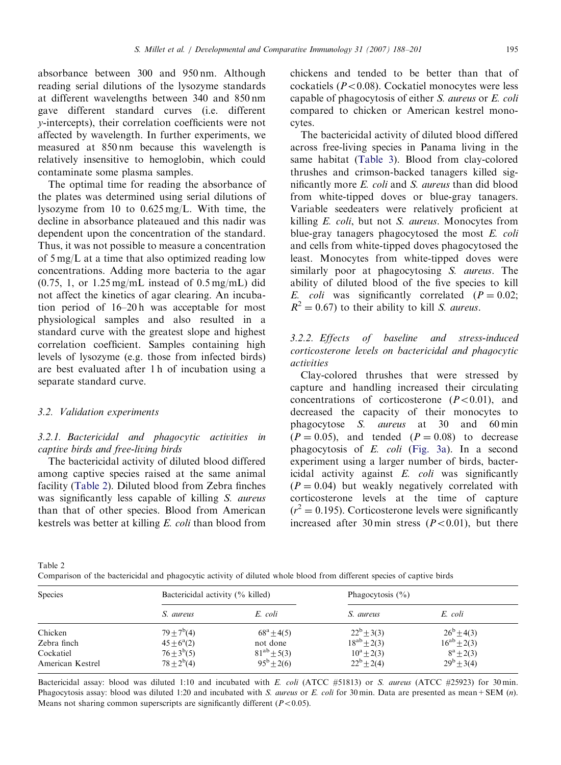absorbance between 300 and 950 nm. Although reading serial dilutions of the lysozyme standards at different wavelengths between 340 and 850 nm gave different standard curves (i.e. different $y$-intercepts), their correlation coefficients were not affected by wavelength. In further experiments, we measured at 850 nm because this wavelength is relatively insensitive to hemoglobin, which could contaminate some plasma samples.

The optimal time for reading the absorbance of the plates was determined using serial dilutions of lysozyme from 10 to 0.625 mg/L. With time, the decline in absorbance plateaued and this nadir was dependent upon the concentration of the standard. Thus, it was not possible to measure a concentration of 5 mg/L at a time that also optimized reading low concentrations. Adding more bacteria to the agar (0.75, 1, or 1.25 mg/mL instead of 0.5 mg/mL) did not affect the kinetics of agar clearing. An incubation period of 16–20 h was acceptable for most physiological samples and also resulted in a standard curve with the greatest slope and highest correlation coefficient. Samples containing high levels of lysozyme (e.g. those from infected birds) are best evaluated after 1 h of incubation using a separate standard curve.

### 3.2. Validation experiments

#### 3.2.1. Bactericidal and phagocytic activities in captive birds and free-living birds

The bactericidal activity of diluted blood differed among captive species raised at the same animal facility (Table 2). Diluted blood from Zebra finches was significantly less capable of killing *S. aureus* than that of other species. Blood from American kestrels was better at killing *E. coli* than blood from chickens and tended to be better than that of cockatiels ($P<0.08$). Cockatiel monocytes were less capable of phagocytosis of either *S. aureus* or *E. coli* compared to chicken or American kestrel monocytes.

The bactericidal activity of diluted blood differed across free-living species in Panama living in the same habitat (Table 3). Blood from clay-colored thrushes and crimson-backed tanagers killed significantly more *E. coli* and *S. aureus* than did blood from white-tipped doves or blue-gray tanagers. Variable seedeaters were relatively proficient at killing *E. coli*, but not *S. aureus*. Monocytes from blue-gray tanagers phagocytosed the most *E. coli* and cells from white-tipped doves phagocytosed the least. Monocytes from white-tipped doves were similarly poor at phagocytosing *S. aureus*. The ability of diluted blood of the five species to kill *E. coli* was significantly correlated ($P = 0.02$; $R^2 = 0.67$) to their ability to kill *S. aureus*.

#### 3.2.2. Effects of baseline and stress-induced corticosterone levels on bactericidal and phagocytic activities

Clay-colored thrushes that were stressed by capture and handling increased their circulating concentrations of corticosterone ($P<0.01$), and decreased the capacity of their monocytes to phagocytose *S. aureus* at 30 and 60 min ($P = 0.05$), and tended ($P = 0.08$) to decrease phagocytosis of *E. coli* (Fig. 3a). In a second experiment using a larger number of birds, bactericidal activity against *E. coli* was significantly ($P = 0.04$) but weakly negatively correlated with corticosterone levels at the time of capture ($r^2 = 0.195$). Corticosterone levels were significantly increased after 30 min stress ($P<0.01$), but there

Table 2
Comparison of the bactericidal and phagocytic activity of diluted whole blood from different species of captive birds

| Species | Bactericidal activity (% killed) | | Phagocytosis (%) | |
|---|---|---|---|---|
| | *S. aureus* | *E. coli* | *S. aureus* | *E. coli* |
| Chicken | $79\pm7^{b}(4)$ | $68^{a}\pm4(5)$ | $22^{b}\pm3(3)$ | $26^{b}\pm4(3)$ |
| Zebra finch | $45\pm6^{a}(2)$ | not done | $18^{ab}\pm2(3)$ | $16^{ab}\pm2(3)$ |
| Cockatiel | $76\pm3^{b}(5)$ | $81^{ab}\pm5(3)$ | $10^{a}\pm2(3)$ | $8^{a}\pm2(3)$ |
| American Kestrel | $78\pm2^{b}(4)$ | $95^{b}\pm2(6)$ | $22^{b}\pm2(4)$ | $29^{b}\pm3(4)$ |

Bactericidal assay: blood was diluted 1:10 and incubated with *E. coli* (ATCC #51813) or *S. aureus* (ATCC #25923) for 30 min. Phagocytosis assay: blood was diluted 1:20 and incubated with *S. aureus* or *E. coli* for 30 min. Data are presented as mean + SEM ($n$). Means not sharing common superscripts are significantly different ($P<0.05$).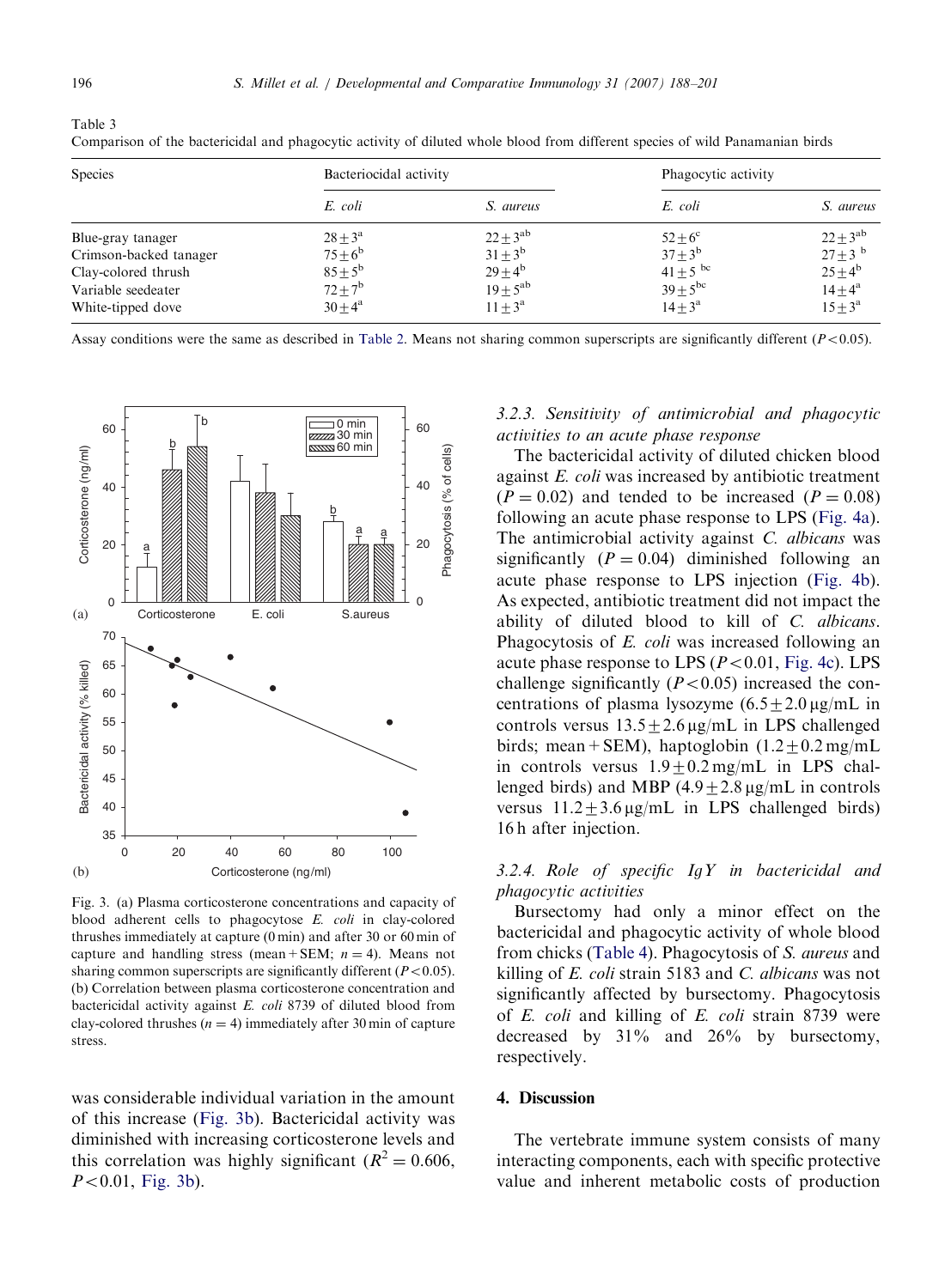Table 3
Comparison of the bactericidal and phagocytic activity of diluted whole blood from different species of wild Panamanian birds

| Species | Bacteriocidal activity | | Phagocytic activity | |
|---|---|---|---|---|
| | *E. coli* | *S. aureus* | *E. coli* | *S. aureus* |
| Blue-gray tanager | $28 \pm 3^{a}$ | $22 \pm 3^{ab}$ | $52 \pm 6^{c}$ | $22 \pm 3^{ab}$ |
| Crimson-backed tanager | $75 \pm 6^{b}$ | $31 \pm 3^{b}$ | $37 \pm 3^{b}$ | $27 \pm 3^{b}$ |
| Clay-colored thrush | $85 \pm 5^{b}$ | $29 \pm 4^{b}$ | $41 \pm 5^{bc}$ | $25 \pm 4^{b}$ |
| Variable seedeater | $72 \pm 7^{b}$ | $19 \pm 5^{ab}$ | $39 \pm 5^{bc}$ | $14 \pm 4^{a}$ |
| White-tipped dove | $30 \pm 4^{a}$ | $11 \pm 3^{a}$ | $14 \pm 3^{a}$ | $15 \pm 3^{a}$ |

Assay conditions were the same as described in Table 2. Means not sharing common superscripts are significantly different ($P < 0.05$).

Fig. 3. (a) Plasma corticosterone concentrations and capacity of blood adherent cells to phagocytose *E. coli* in clay-colored thrushes immediately at capture (0 min) and after 30 or 60 min of capture and handling stress (mean + SEM; $n = 4$). Means not sharing common superscripts are significantly different ($P < 0.05$). (b) Correlation between plasma corticosterone concentration and bactericidal activity against *E. coli* 8739 of diluted blood from clay-colored thrushes ($n = 4$) immediately after 30 min of capture stress.

was considerable individual variation in the amount of this increase (Fig. 3b). Bactericidal activity was diminished with increasing corticosterone levels and this correlation was highly significant ($R^2 = 0.606$, $P < 0.01$, Fig. 3b).

### 3.2.3. Sensitivity of antimicrobial and phagocytic activities to an acute phase response

The bactericidal activity of diluted chicken blood against *E. coli* was increased by antibiotic treatment ($P = 0.02$) and tended to be increased ($P = 0.08$) following an acute phase response to LPS (Fig. 4a). The antimicrobial activity against *C. albicans* was significantly ($P = 0.04$) diminished following an acute phase response to LPS injection (Fig. 4b). As expected, antibiotic treatment did not impact the ability of diluted blood to kill of *C. albicans*. Phagocytosis of *E. coli* was increased following an acute phase response to LPS ($P < 0.01$, Fig. 4c). LPS challenge significantly ($P < 0.05$) increased the concentrations of plasma lysozyme ($6.5 \pm 2.0$ μg/mL in controls versus $13.5 \pm 2.6$ μg/mL in LPS challenged birds; mean + SEM), haptoglobin ($1.2 \pm 0.2$ mg/mL in controls versus $1.9 \pm 0.2$ mg/mL in LPS challenged birds) and MBP ($4.9 \pm 2.8$ μg/mL in controls versus $11.2 \pm 3.6$ μg/mL in LPS challenged birds) 16 h after injection.

### 3.2.4. Role of specific IgY in bactericidal and phagocytic activities

Bursectomy had only a minor effect on the bactericidal and phagocytic activity of whole blood from chicks (Table 4). Phagocytosis of *S. aureus* and killing of *E. coli* strain 5183 and *C. albicans* was not significantly affected by bursectomy. Phagocytosis of *E. coli* and killing of *E. coli* strain 8739 were decreased by 31% and 26% by bursectomy, respectively.

## 4. Discussion

The vertebrate immune system consists of many interacting components, each with specific protective value and inherent metabolic costs of production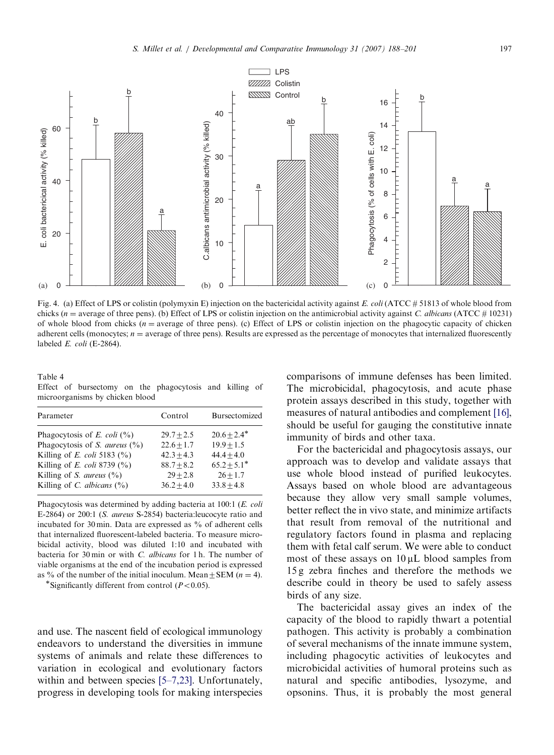Fig. 4. (a) Effect of LPS or colistin (polymyxin E) injection on the bactericidal activity against *E. coli* (ATCC # 51813 of whole blood from chicks ($n$ = average of three pens). (b) Effect of LPS or colistin injection on the antimicrobial activity against *C. albicans* (ATCC # 10231) of whole blood from chicks ($n$ = average of three pens). (c) Effect of LPS or colistin injection on the phagocytic capacity of chicken adherent cells (monocytes; $n$ = average of three pens). Results are expressed as the percentage of monocytes that internalized fluorescently labeled *E. coli* (E-2864).

Table 4
Effect of bursectomy on the phagocytosis and killing of microorganisms by chicken blood

| Parameter | Control | Bursectomized |
|---|---|---|
| Phagocytosis of *E. coli* (%) | 29.7 ± 2.5 | 20.6 ± 2.4* |
| Phagocytosis of *S. aureus* (%) | 22.6 ± 1.7 | 19.9 ± 1.5 |
| Killing of *E. coli* 5183 (%) | 42.3 ± 4.3 | 44.4 ± 4.0 |
| Killing of *E. coli* 8739 (%) | 88.7 ± 8.2 | 65.2 ± 5.1* |
| Killing of *S. aureus* (%) | 29 ± 2.8 | 26 ± 1.7 |
| Killing of *C. albicans* (%) | 36.2 ± 4.0 | 33.8 ± 4.8 |

Phagocytosis was determined by adding bacteria at 100:1 (*E. coli* E-2864) or 200:1 (*S. aureus* S-2854) bacteria:leucocyte ratio and incubated for 30 min. Data are expressed as % of adherent cells that internalized fluorescent-labeled bacteria. To measure microbicidal activity, blood was diluted 1:10 and incubated with bacteria for 30 min or with *C. albicans* for 1 h. The number of viable organisms at the end of the incubation period is expressed as % of the number of the initial inoculum. Mean ± SEM ($n = 4$).
*Significantly different from control ($P < 0.05$).

and use. The nascent field of ecological immunology endeavors to understand the diversities in immune systems of animals and relate these differences to variation in ecological and evolutionary factors within and between species [5–7,23]. Unfortunately, progress in developing tools for making interspecies comparisons of immune defenses has been limited. The microbicidal, phagocytosis, and acute phase protein assays described in this study, together with measures of natural antibodies and complement [16], should be useful for gauging the constitutive innate immunity of birds and other taxa.

For the bactericidal and phagocytosis assays, our approach was to develop and validate assays that use whole blood instead of purified leukocytes. Assays based on whole blood are advantageous because they allow very small sample volumes, better reflect the in vivo state, and minimize artifacts that result from removal of the nutritional and regulatory factors found in plasma and replacing them with fetal calf serum. We were able to conduct most of these assays on 10 μL blood samples from 15 g zebra finches and therefore the methods we describe could in theory be used to safely assess birds of any size.

The bactericidal assay gives an index of the capacity of the blood to rapidly thwart a potential pathogen. This activity is probably a combination of several mechanisms of the innate immune system, including phagocytic activities of leukocytes and microbicidal activities of humoral proteins such as natural and specific antibodies, lysozyme, and opsonins. Thus, it is probably the most general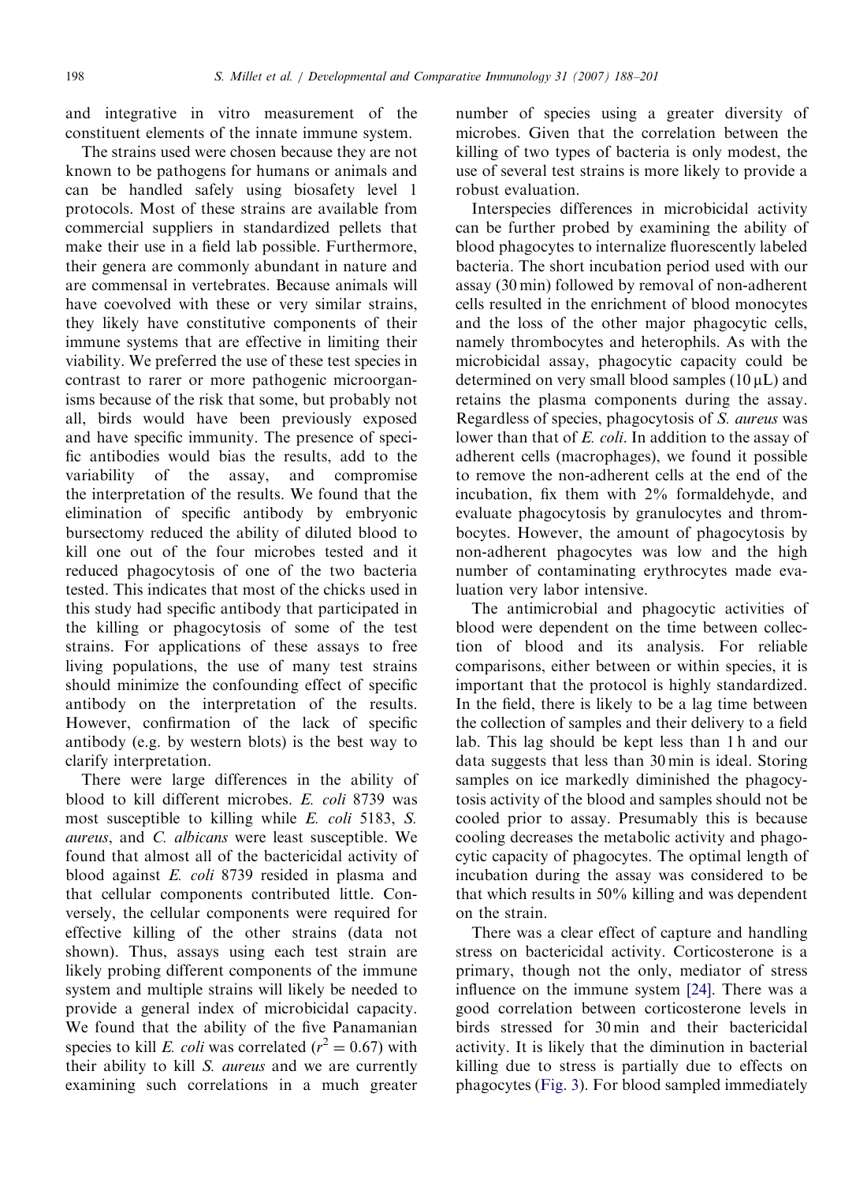and integrative in vitro measurement of the constituent elements of the innate immune system.

The strains used were chosen because they are not known to be pathogens for humans or animals and can be handled safely using biosafety level 1 protocols. Most of these strains are available from commercial suppliers in standardized pellets that make their use in a field lab possible. Furthermore, their genera are commonly abundant in nature and are commensal in vertebrates. Because animals will have coevolved with these or very similar strains, they likely have constitutive components of their immune systems that are effective in limiting their viability. We preferred the use of these test species in contrast to rarer or more pathogenic microorganisms because of the risk that some, but probably not all, birds would have been previously exposed and have specific immunity. The presence of specific antibodies would bias the results, add to the variability of the assay, and compromise the interpretation of the results. We found that the elimination of specific antibody by embryonic bursectomy reduced the ability of diluted blood to kill one out of the four microbes tested and it reduced phagocytosis of one of the two bacteria tested. This indicates that most of the chicks used in this study had specific antibody that participated in the killing or phagocytosis of some of the test strains. For applications of these assays to free living populations, the use of many test strains should minimize the confounding effect of specific antibody on the interpretation of the results. However, confirmation of the lack of specific antibody (e.g. by western blots) is the best way to clarify interpretation.

There were large differences in the ability of blood to kill different microbes. *E. coli* 8739 was most susceptible to killing while *E. coli* 5183, *S. aureus*, and *C. albicans* were least susceptible. We found that almost all of the bactericidal activity of blood against *E. coli* 8739 resided in plasma and that cellular components contributed little. Conversely, the cellular components were required for effective killing of the other strains (data not shown). Thus, assays using each test strain are likely probing different components of the immune system and multiple strains will likely be needed to provide a general index of microbicidal capacity. We found that the ability of the five Panamanian species to kill *E. coli* was correlated ($r^2 = 0.67$) with their ability to kill *S. aureus* and we are currently examining such correlations in a much greater number of species using a greater diversity of microbes. Given that the correlation between the killing of two types of bacteria is only modest, the use of several test strains is more likely to provide a robust evaluation.

Interspecies differences in microbicidal activity can be further probed by examining the ability of blood phagocytes to internalize fluorescently labeled bacteria. The short incubation period used with our assay (30 min) followed by removal of non-adherent cells resulted in the enrichment of blood monocytes and the loss of the other major phagocytic cells, namely thrombocytes and heterophils. As with the microbicidal assay, phagocytic capacity could be determined on very small blood samples (10 μL) and retains the plasma components during the assay. Regardless of species, phagocytosis of *S. aureus* was lower than that of *E. coli*. In addition to the assay of adherent cells (macrophages), we found it possible to remove the non-adherent cells at the end of the incubation, fix them with 2% formaldehyde, and evaluate phagocytosis by granulocytes and thrombocytes. However, the amount of phagocytosis by non-adherent phagocytes was low and the high number of contaminating erythrocytes made evaluation very labor intensive.

The antimicrobial and phagocytic activities of blood were dependent on the time between collection of blood and its analysis. For reliable comparisons, either between or within species, it is important that the protocol is highly standardized. In the field, there is likely to be a lag time between the collection of samples and their delivery to a field lab. This lag should be kept less than 1 h and our data suggests that less than 30 min is ideal. Storing samples on ice markedly diminished the phagocytosis activity of the blood and samples should not be cooled prior to assay. Presumably this is because cooling decreases the metabolic activity and phagocytic capacity of phagocytes. The optimal length of incubation during the assay was considered to be that which results in 50% killing and was dependent on the strain.

There was a clear effect of capture and handling stress on bactericidal activity. Corticosterone is a primary, though not the only, mediator of stress influence on the immune system [24]. There was a good correlation between corticosterone levels in birds stressed for 30 min and their bactericidal activity. It is likely that the diminution in bacterial killing due to stress is partially due to effects on phagocytes (Fig. 3). For blood sampled immediately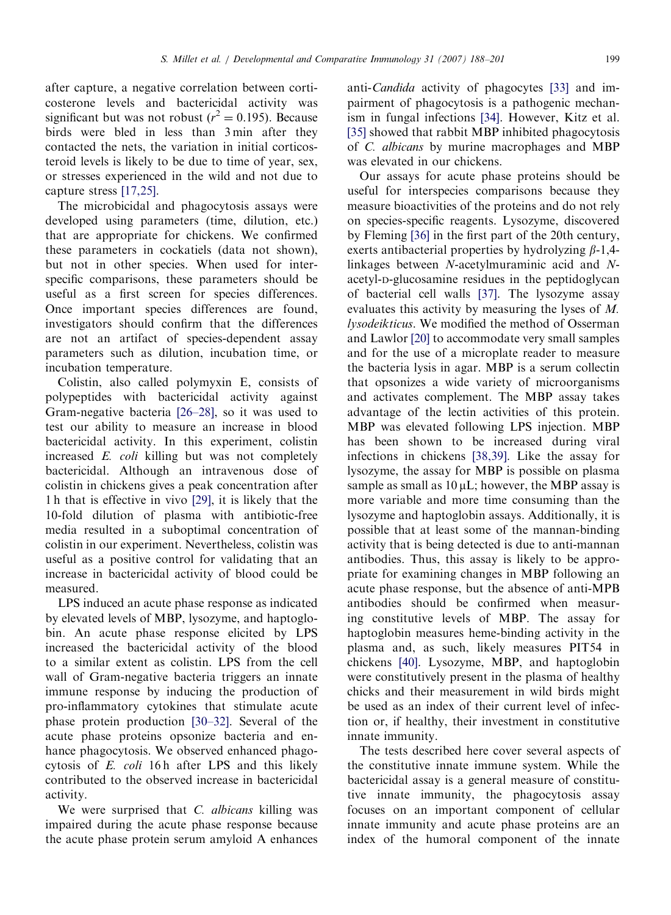after capture, a negative correlation between corticosterone levels and bactericidal activity was significant but was not robust ($r^2 = 0.195$). Because birds were bled in less than 3 min after they contacted the nets, the variation in initial corticosteroid levels is likely to be due to time of year, sex, or stresses experienced in the wild and not due to capture stress [17,25].

The microbicidal and phagocytosis assays were developed using parameters (time, dilution, etc.) that are appropriate for chickens. We confirmed these parameters in cockatiels (data not shown), but not in other species. When used for interspecific comparisons, these parameters should be useful as a first screen for species differences. Once important species differences are found, investigators should confirm that the differences are not an artifact of species-dependent assay parameters such as dilution, incubation time, or incubation temperature.

Colistin, also called polymyxin E, consists of polypeptides with bactericidal activity against Gram-negative bacteria [26–28], so it was used to test our ability to measure an increase in blood bactericidal activity. In this experiment, colistin increased *E. coli* killing but was not completely bactericidal. Although an intravenous dose of colistin in chickens gives a peak concentration after 1 h that is effective in vivo [29], it is likely that the 10-fold dilution of plasma with antibiotic-free media resulted in a suboptimal concentration of colistin in our experiment. Nevertheless, colistin was useful as a positive control for validating that an increase in bactericidal activity of blood could be measured.

LPS induced an acute phase response as indicated by elevated levels of MBP, lysozyme, and haptoglobin. An acute phase response elicited by LPS increased the bactericidal activity of the blood to a similar extent as colistin. LPS from the cell wall of Gram-negative bacteria triggers an innate immune response by inducing the production of pro-inflammatory cytokines that stimulate acute phase protein production [30–32]. Several of the acute phase proteins opsonize bacteria and enhance phagocytosis. We observed enhanced phagocytosis of *E. coli* 16 h after LPS and this likely contributed to the observed increase in bactericidal activity.

We were surprised that *C. albicans* killing was impaired during the acute phase response because the acute phase protein serum amyloid A enhances anti-*Candida* activity of phagocytes [33] and impairment of phagocytosis is a pathogenic mechanism in fungal infections [34]. However, Kitz et al. [35] showed that rabbit MBP inhibited phagocytosis of *C. albicans* by murine macrophages and MBP was elevated in our chickens.

Our assays for acute phase proteins should be useful for interspecies comparisons because they measure bioactivities of the proteins and do not rely on species-specific reagents. Lysozyme, discovered by Fleming [36] in the first part of the 20th century, exerts antibacterial properties by hydrolyzing $\beta$-1,4-linkages between *N*-acetylmuraminic acid and *N*-acetyl-D-glucosamine residues in the peptidoglycan of bacterial cell walls [37]. The lysozyme assay evaluates this activity by measuring the lyses of *M. lysodeikticus*. We modified the method of Osserman and Lawlor [20] to accommodate very small samples and for the use of a microplate reader to measure the bacteria lysis in agar. MBP is a serum collectin that opsonizes a wide variety of microorganisms and activates complement. The MBP assay takes advantage of the lectin activities of this protein. MBP was elevated following LPS injection. MBP has been shown to be increased during viral infections in chickens [38,39]. Like the assay for lysozyme, the assay for MBP is possible on plasma sample as small as 10 μL; however, the MBP assay is more variable and more time consuming than the lysozyme and haptoglobin assays. Additionally, it is possible that at least some of the mannan-binding activity that is being detected is due to anti-mannan antibodies. Thus, this assay is likely to be appropriate for examining changes in MBP following an acute phase response, but the absence of anti-MPB antibodies should be confirmed when measuring constitutive levels of MBP. The assay for haptoglobin measures heme-binding activity in the plasma and, as such, likely measures PIT54 in chickens [40]. Lysozyme, MBP, and haptoglobin were constitutively present in the plasma of healthy chicks and their measurement in wild birds might be used as an index of their current level of infection or, if healthy, their investment in constitutive innate immunity.

The tests described here cover several aspects of the constitutive innate immune system. While the bactericidal assay is a general measure of constitutive innate immunity, the phagocytosis assay focuses on an important component of cellular innate immunity and acute phase proteins are an index of the humoral component of the innate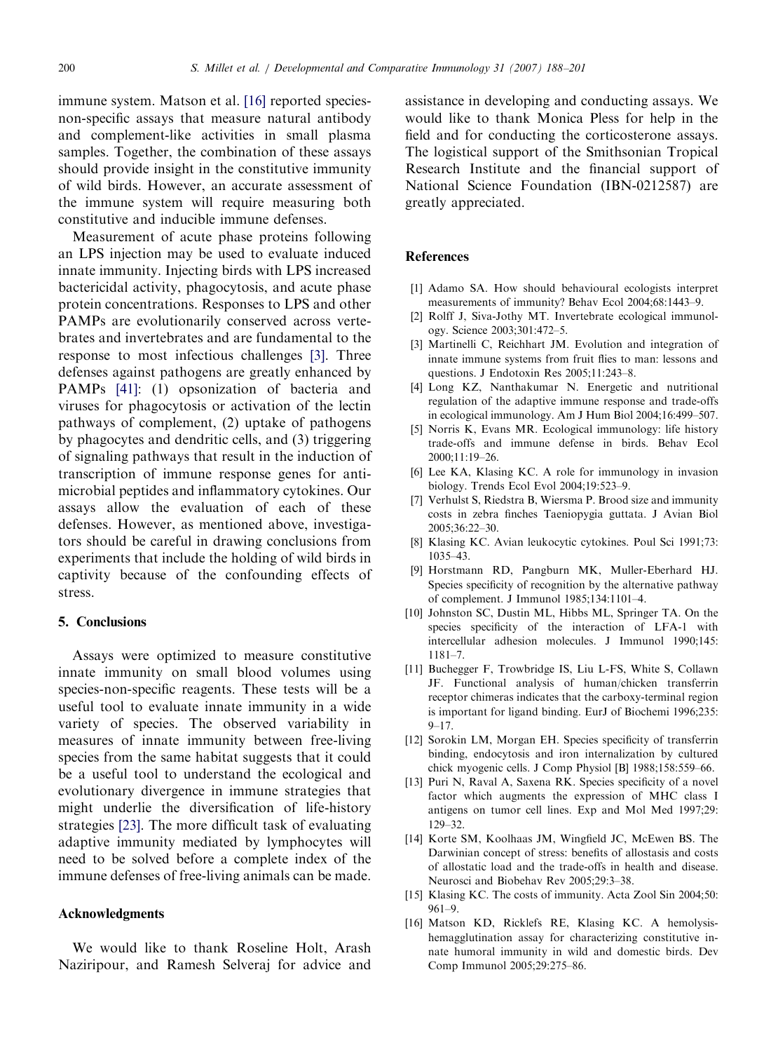immune system. Matson et al. [16] reported species-non-specific assays that measure natural antibody and complement-like activities in small plasma samples. Together, the combination of these assays should provide insight in the constitutive immunity of wild birds. However, an accurate assessment of the immune system will require measuring both constitutive and inducible immune defenses.

Measurement of acute phase proteins following an LPS injection may be used to evaluate induced innate immunity. Injecting birds with LPS increased bactericidal activity, phagocytosis, and acute phase protein concentrations. Responses to LPS and other PAMPs are evolutionarily conserved across vertebrates and invertebrates and are fundamental to the response to most infectious challenges [3]. Three defenses against pathogens are greatly enhanced by PAMPs [41]: (1) opsonization of bacteria and viruses for phagocytosis or activation of the lectin pathways of complement, (2) uptake of pathogens by phagocytes and dendritic cells, and (3) triggering of signaling pathways that result in the induction of transcription of immune response genes for anti-microbial peptides and inflammatory cytokines. Our assays allow the evaluation of each of these defenses. However, as mentioned above, investigators should be careful in drawing conclusions from experiments that include the holding of wild birds in captivity because of the confounding effects of stress.

## 5. Conclusions

Assays were optimized to measure constitutive innate immunity on small blood volumes using species-non-specific reagents. These tests will be a useful tool to evaluate innate immunity in a wide variety of species. The observed variability in measures of innate immunity between free-living species from the same habitat suggests that it could be a useful tool to understand the ecological and evolutionary divergence in immune strategies that might underlie the diversification of life-history strategies [23]. The more difficult task of evaluating adaptive immunity mediated by lymphocytes will need to be solved before a complete index of the immune defenses of free-living animals can be made.

## Acknowledgments

We would like to thank Roseline Holt, Arash Naziripour, and Ramesh Selveraj for advice and assistance in developing and conducting assays. We would like to thank Monica Pless for help in the field and for conducting the corticosterone assays. The logistical support of the Smithsonian Tropical Research Institute and the financial support of National Science Foundation (IBN-0212587) are greatly appreciated.

## References

[1] Adamo SA. How should behavioural ecologists interpret measurements of immunity? Behav Ecol 2004;68:1443–9.

[2] Rolff J, Siva-Jothy MT. Invertebrate ecological immunology. Science 2003;301:472–5.

[3] Martinelli C, Reichhart JM. Evolution and integration of innate immune systems from fruit flies to man: lessons and questions. J Endotoxin Res 2005;11:243–8.

[4] Long KZ, Nanthakumar N. Energetic and nutritional regulation of the adaptive immune response and trade-offs in ecological immunology. Am J Hum Biol 2004;16:499–507.

[5] Norris K, Evans MR. Ecological immunology: life history trade-offs and immune defense in birds. Behav Ecol 2000;11:19–26.

[6] Lee KA, Klasing KC. A role for immunology in invasion biology. Trends Ecol Evol 2004;19:523–9.

[7] Verhulst S, Riedstra B, Wiersma P. Brood size and immunity costs in zebra finches Taeniopygia guttata. J Avian Biol 2005;36:22–30.

[8] Klasing KC. Avian leukocytic cytokines. Poul Sci 1991;73:1035–43.

[9] Horstmann RD, Pangburn MK, Muller-Eberhard HJ. Species specificity of recognition by the alternative pathway of complement. J Immunol 1985;134:1101–4.

[10] Johnston SC, Dustin ML, Hibbs ML, Springer TA. On the species specificity of the interaction of LFA-1 with intercellular adhesion molecules. J Immunol 1990;145:1181–7.

[11] Buchegger F, Trowbridge IS, Liu L-FS, White S, Collawn JF. Functional analysis of human/chicken transferrin receptor chimeras indicates that the carboxy-terminal region is important for ligand binding. EurJ of Biochemi 1996;235:9–17.

[12] Sorokin LM, Morgan EH. Species specificity of transferrin binding, endocytosis and iron internalization by cultured chick myogenic cells. J Comp Physiol [B] 1988;158:559–66.

[13] Puri N, Raval A, Saxena RK. Species specificity of a novel factor which augments the expression of MHC class I antigens on tumor cell lines. Exp and Mol Med 1997;29:129–32.

[14] Korte SM, Koolhaas JM, Wingfield JC, McEwen BS. The Darwinian concept of stress: benefits of allostasis and costs of allostatic load and the trade-offs in health and disease. Neurosci and Biobehav Rev 2005;29:3–38.

[15] Klasing KC. The costs of immunity. Acta Zool Sin 2004;50:961–9.

[16] Matson KD, Ricklefs RE, Klasing KC. A hemolysis-hemagglutination assay for characterizing constitutive innate humoral immunity in wild and domestic birds. Dev Comp Immunol 2005;29:275–86.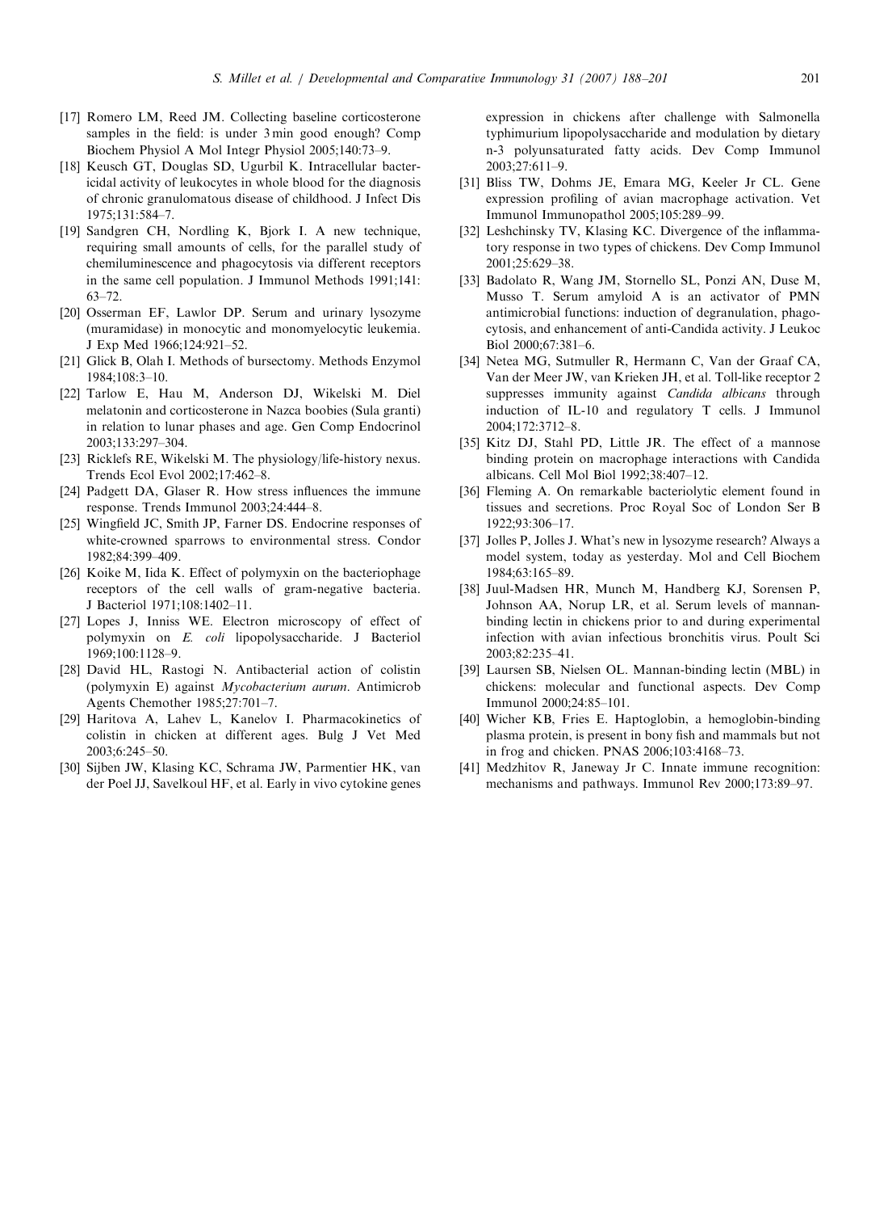[17] Romero LM, Reed JM. Collecting baseline corticosterone samples in the field: is under 3 min good enough? Comp Biochem Physiol A Mol Integr Physiol 2005;140:73–9.

[18] Keusch GT, Douglas SD, Ugurbil K. Intracellular bactericidal activity of leukocytes in whole blood for the diagnosis of chronic granulomatous disease of childhood. J Infect Dis 1975;131:584–7.

[19] Sandgren CH, Nordling K, Bjork I. A new technique, requiring small amounts of cells, for the parallel study of chemiluminescence and phagocytosis via different receptors in the same cell population. J Immunol Methods 1991;141: 63–72.

[20] Osserman EF, Lawlor DP. Serum and urinary lysozyme (muramidase) in monocytic and monomyelocytic leukemia. J Exp Med 1966;124:921–52.

[21] Glick B, Olah I. Methods of bursectomy. Methods Enzymol 1984;108:3–10.

[22] Tarlow E, Hau M, Anderson DJ, Wikelski M. Diel melatonin and corticosterone in Nazca boobies (Sula granti) in relation to lunar phases and age. Gen Comp Endocrinol 2003;133:297–304.

[23] Ricklefs RE, Wikelski M. The physiology/life-history nexus. Trends Ecol Evol 2002;17:462–8.

[24] Padgett DA, Glaser R. How stress influences the immune response. Trends Immunol 2003;24:444–8.

[25] Wingfield JC, Smith JP, Farner DS. Endocrine responses of white-crowned sparrows to environmental stress. Condor 1982;84:399–409.

[26] Koike M, Iida K. Effect of polymyxin on the bacteriophage receptors of the cell walls of gram-negative bacteria. J Bacteriol 1971;108:1402–11.

[27] Lopes J, Inniss WE. Electron microscopy of effect of polymyxin on *E. coli* lipopolysaccharide. J Bacteriol 1969;100:1128–9.

[28] David HL, Rastogi N. Antibacterial action of colistin (polymyxin E) against *Mycobacterium aurum*. Antimicrob Agents Chemother 1985;27:701–7.

[29] Haritova A, Lahev L, Kanelov I. Pharmacokinetics of colistin in chicken at different ages. Bulg J Vet Med 2003;6:245–50.

[30] Sijben JW, Klasing KC, Schrama JW, Parmentier HK, van der Poel JJ, Savelkoul HF, et al. Early in vivo cytokine genes expression in chickens after challenge with Salmonella typhimurium lipopolysaccharide and modulation by dietary n-3 polyunsaturated fatty acids. Dev Comp Immunol 2003;27:611–9.

[31] Bliss TW, Dohms JE, Emara MG, Keeler Jr CL. Gene expression profiling of avian macrophage activation. Vet Immunol Immunopathol 2005;105:289–99.

[32] Leshchinsky TV, Klasing KC. Divergence of the inflammatory response in two types of chickens. Dev Comp Immunol 2001;25:629–38.

[33] Badolato R, Wang JM, Stornello SL, Ponzi AN, Duse M, Musso T. Serum amyloid A is an activator of PMN antimicrobial functions: induction of degranulation, phagocytosis, and enhancement of anti-Candida activity. J Leukoc Biol 2000;67:381–6.

[34] Netea MG, Sutmuller R, Hermann C, Van der Graaf CA, Van der Meer JW, van Krieken JH, et al. Toll-like receptor 2 suppresses immunity against *Candida albicans* through induction of IL-10 and regulatory T cells. J Immunol 2004;172:3712–8.

[35] Kitz DJ, Stahl PD, Little JR. The effect of a mannose binding protein on macrophage interactions with Candida albicans. Cell Mol Biol 1992;38:407–12.

[36] Fleming A. On remarkable bacteriolytic element found in tissues and secretions. Proc Royal Soc of London Ser B 1922;93:306–17.

[37] Jolles P, Jolles J. What's new in lysozyme research? Always a model system, today as yesterday. Mol and Cell Biochem 1984;63:165–89.

[38] Juul-Madsen HR, Munch M, Handberg KJ, Sorensen P, Johnson AA, Norup LR, et al. Serum levels of mannan-binding lectin in chickens prior to and during experimental infection with avian infectious bronchitis virus. Poult Sci 2003;82:235–41.

[39] Laursen SB, Nielsen OL. Mannan-binding lectin (MBL) in chickens: molecular and functional aspects. Dev Comp Immunol 2000;24:85–101.

[40] Wicher KB, Fries E. Haptoglobin, a hemoglobin-binding plasma protein, is present in bony fish and mammals but not in frog and chicken. PNAS 2006;103:4168–73.

[41] Medzhitov R, Janeway Jr C. Innate immune recognition: mechanisms and pathways. Immunol Rev 2000;173:89–97.